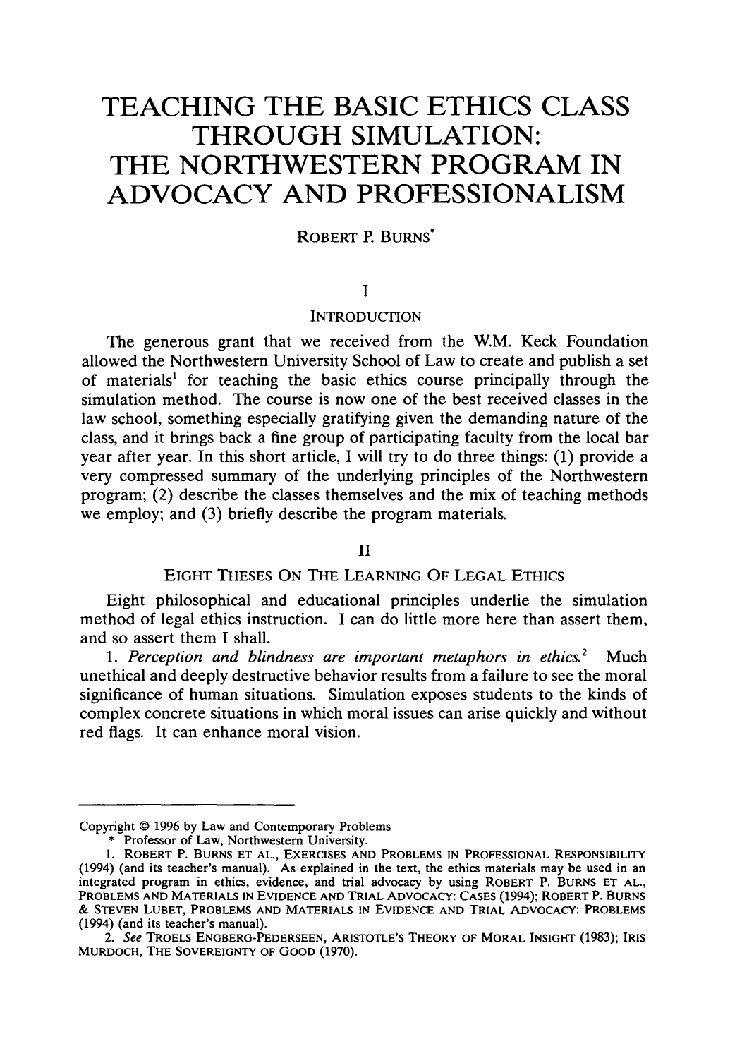# TEACHING THE BASIC ETHICS CLASS THROUGH SIMULATION: THE NORTHWESTERN PROGRAM IN ADVOCACY AND PROFESSIONALISM

ROBERT P. BURNS*

## I

## INTRODUCTION

The generous grant that we received from the W.M. Keck Foundation allowed the Northwestern University School of Law to create and publish a set of materials[1] for teaching the basic ethics course principally through the simulation method. The course is now one of the best received classes in the law school, something especially gratifying given the demanding nature of the class, and it brings back a fine group of participating faculty from the local bar year after year. In this short article, I will try to do three things: (1) provide a very compressed summary of the underlying principles of the Northwestern program; (2) describe the classes themselves and the mix of teaching methods we employ; and (3) briefly describe the program materials.

## II

## EIGHT THESES ON THE LEARNING OF LEGAL ETHICS

Eight philosophical and educational principles underlie the simulation method of legal ethics instruction. I can do little more here than assert them, and so assert them I shall.

1. *Perception and blindness are important metaphors in ethics.*[2] Much unethical and deeply destructive behavior results from a failure to see the moral significance of human situations. Simulation exposes students to the kinds of complex concrete situations in which moral issues can arise quickly and without red flags. It can enhance moral vision.

---

Copyright © 1996 by Law and Contemporary Problems

\* Professor of Law, Northwestern University.

1. ROBERT P. BURNS ET AL., EXERCISES AND PROBLEMS IN PROFESSIONAL RESPONSIBILITY (1994) (and its teacher's manual). As explained in the text, the ethics materials may be used in an integrated program in ethics, evidence, and trial advocacy by using ROBERT P. BURNS ET AL., PROBLEMS AND MATERIALS IN EVIDENCE AND TRIAL ADVOCACY: CASES (1994); ROBERT P. BURNS & STEVEN LUBET, PROBLEMS AND MATERIALS IN EVIDENCE AND TRIAL ADVOCACY: PROBLEMS (1994) (and its teacher's manual).

2. *See* TROELS ENGBERG-PEDERSEEN, ARISTOTLE'S THEORY OF MORAL INSIGHT (1983); IRIS MURDOCH, THE SOVEREIGNTY OF GOOD (1970).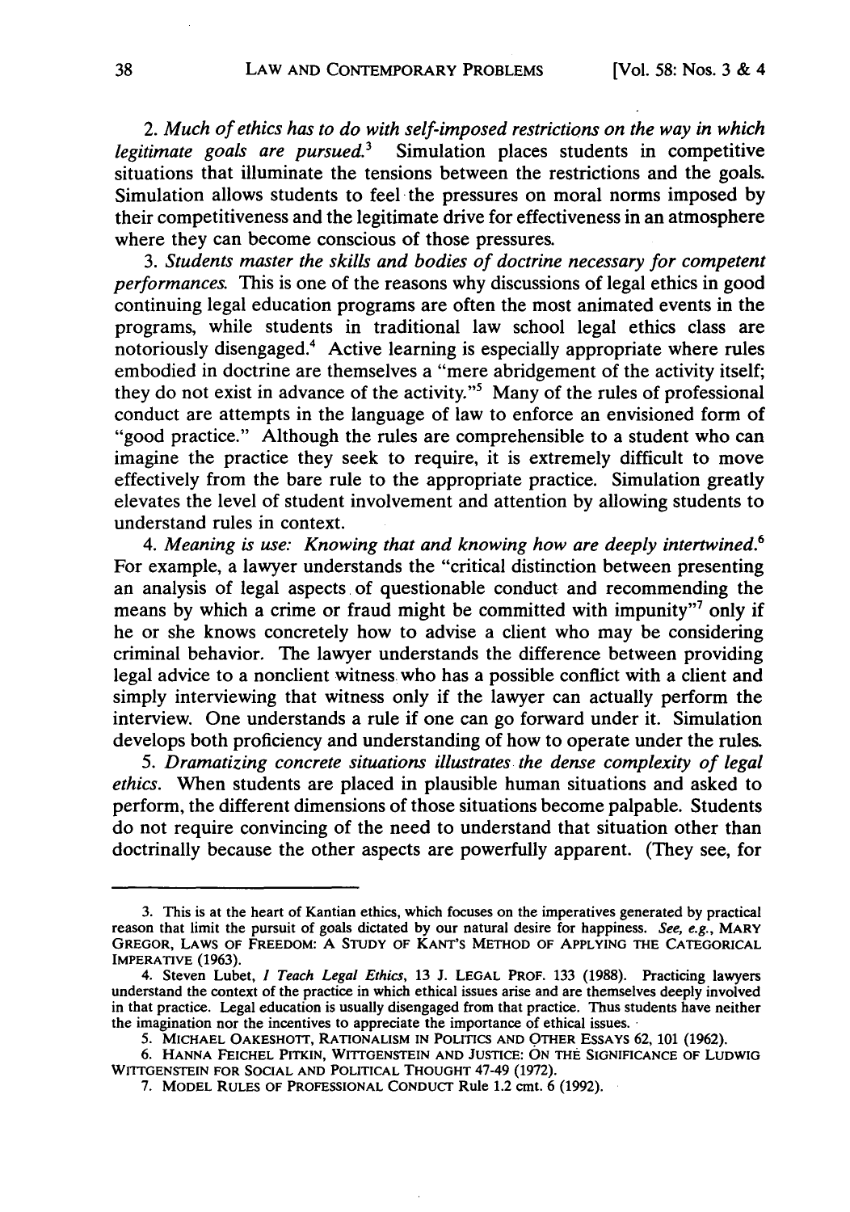2. *Much of ethics has to do with self-imposed restrictions on the way in which legitimate goals are pursued.*[3] Simulation places students in competitive situations that illuminate the tensions between the restrictions and the goals. Simulation allows students to feel the pressures on moral norms imposed by their competitiveness and the legitimate drive for effectiveness in an atmosphere where they can become conscious of those pressures.

3. *Students master the skills and bodies of doctrine necessary for competent performances.* This is one of the reasons why discussions of legal ethics in good continuing legal education programs are often the most animated events in the programs, while students in traditional law school legal ethics class are notoriously disengaged.[4] Active learning is especially appropriate where rules embodied in doctrine are themselves a "mere abridgement of the activity itself; they do not exist in advance of the activity."[5] Many of the rules of professional conduct are attempts in the language of law to enforce an envisioned form of "good practice." Although the rules are comprehensible to a student who can imagine the practice they seek to require, it is extremely difficult to move effectively from the bare rule to the appropriate practice. Simulation greatly elevates the level of student involvement and attention by allowing students to understand rules in context.

4. *Meaning is use: Knowing that and knowing how are deeply intertwined.*[6] For example, a lawyer understands the "critical distinction between presenting an analysis of legal aspects of questionable conduct and recommending the means by which a crime or fraud might be committed with impunity"[7] only if he or she knows concretely how to advise a client who may be considering criminal behavior. The lawyer understands the difference between providing legal advice to a nonclient witness who has a possible conflict with a client and simply interviewing that witness only if the lawyer can actually perform the interview. One understands a rule if one can go forward under it. Simulation develops both proficiency and understanding of how to operate under the rules.

5. *Dramatizing concrete situations illustrates the dense complexity of legal ethics.* When students are placed in plausible human situations and asked to perform, the different dimensions of those situations become palpable. Students do not require convincing of the need to understand that situation other than doctrinally because the other aspects are powerfully apparent. (They see, for

---

3. This is at the heart of Kantian ethics, which focuses on the imperatives generated by practical reason that limit the pursuit of goals dictated by our natural desire for happiness. *See, e.g.*, MARY GREGOR, LAWS OF FREEDOM: A STUDY OF KANT'S METHOD OF APPLYING THE CATEGORICAL IMPERATIVE (1963).

4. Steven Lubet, *I Teach Legal Ethics*, 13 J. LEGAL PROF. 133 (1988). Practicing lawyers understand the context of the practice in which ethical issues arise and are themselves deeply involved in that practice. Legal education is usually disengaged from that practice. Thus students have neither the imagination nor the incentives to appreciate the importance of ethical issues.

5. MICHAEL OAKESHOTT, RATIONALISM IN POLITICS AND OTHER ESSAYS 62, 101 (1962).

6. HANNA FEICHEL PITKIN, WITTGENSTEIN AND JUSTICE: ON THE SIGNIFICANCE OF LUDWIG WITTGENSTEIN FOR SOCIAL AND POLITICAL THOUGHT 47-49 (1972).

7. MODEL RULES OF PROFESSIONAL CONDUCT Rule 1.2 cmt. 6 (1992).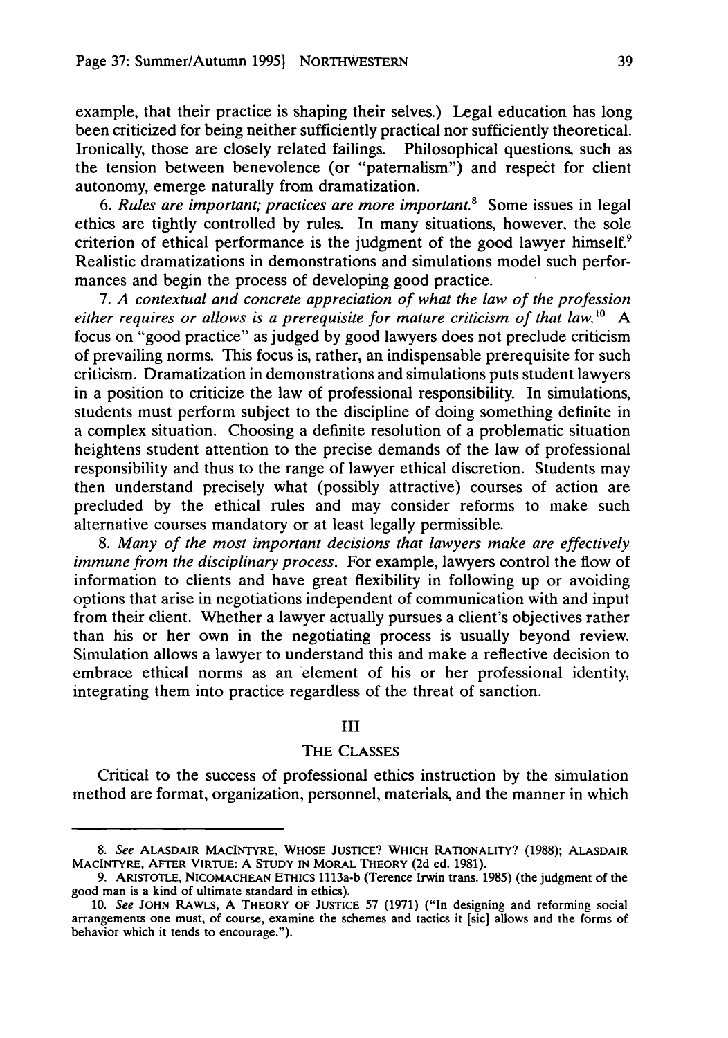example, that their practice is shaping their selves.) Legal education has long been criticized for being neither sufficiently practical nor sufficiently theoretical. Ironically, those are closely related failings. Philosophical questions, such as the tension between benevolence (or "paternalism") and respect for client autonomy, emerge naturally from dramatization.

6. *Rules are important; practices are more important.*[8] Some issues in legal ethics are tightly controlled by rules. In many situations, however, the sole criterion of ethical performance is the judgment of the good lawyer himself.[9] Realistic dramatizations in demonstrations and simulations model such performances and begin the process of developing good practice.

7. *A contextual and concrete appreciation of what the law of the profession either requires or allows is a prerequisite for mature criticism of that law.*[10] A focus on "good practice" as judged by good lawyers does not preclude criticism of prevailing norms. This focus is, rather, an indispensable prerequisite for such criticism. Dramatization in demonstrations and simulations puts student lawyers in a position to criticize the law of professional responsibility. In simulations, students must perform subject to the discipline of doing something definite in a complex situation. Choosing a definite resolution of a problematic situation heightens student attention to the precise demands of the law of professional responsibility and thus to the range of lawyer ethical discretion. Students may then understand precisely what (possibly attractive) courses of action are precluded by the ethical rules and may consider reforms to make such alternative courses mandatory or at least legally permissible.

8. *Many of the most important decisions that lawyers make are effectively immune from the disciplinary process.* For example, lawyers control the flow of information to clients and have great flexibility in following up or avoiding options that arise in negotiations independent of communication with and input from their client. Whether a lawyer actually pursues a client's objectives rather than his or her own in the negotiating process is usually beyond review. Simulation allows a lawyer to understand this and make a reflective decision to embrace ethical norms as an element of his or her professional identity, integrating them into practice regardless of the threat of sanction.

## III

## THE CLASSES

Critical to the success of professional ethics instruction by the simulation method are format, organization, personnel, materials, and the manner in which

---

8. *See* ALASDAIR MACINTYRE, WHOSE JUSTICE? WHICH RATIONALITY? (1988); ALASDAIR MACINTYRE, AFTER VIRTUE: A STUDY IN MORAL THEORY (2d ed. 1981).

9. ARISTOTLE, NICOMACHEAN ETHICS 1113a-b (Terence Irwin trans. 1985) (the judgment of the good man is a kind of ultimate standard in ethics).

10. *See* JOHN RAWLS, A THEORY OF JUSTICE 57 (1971) ("In designing and reforming social arrangements one must, of course, examine the schemes and tactics it [sic] allows and the forms of behavior which it tends to encourage.").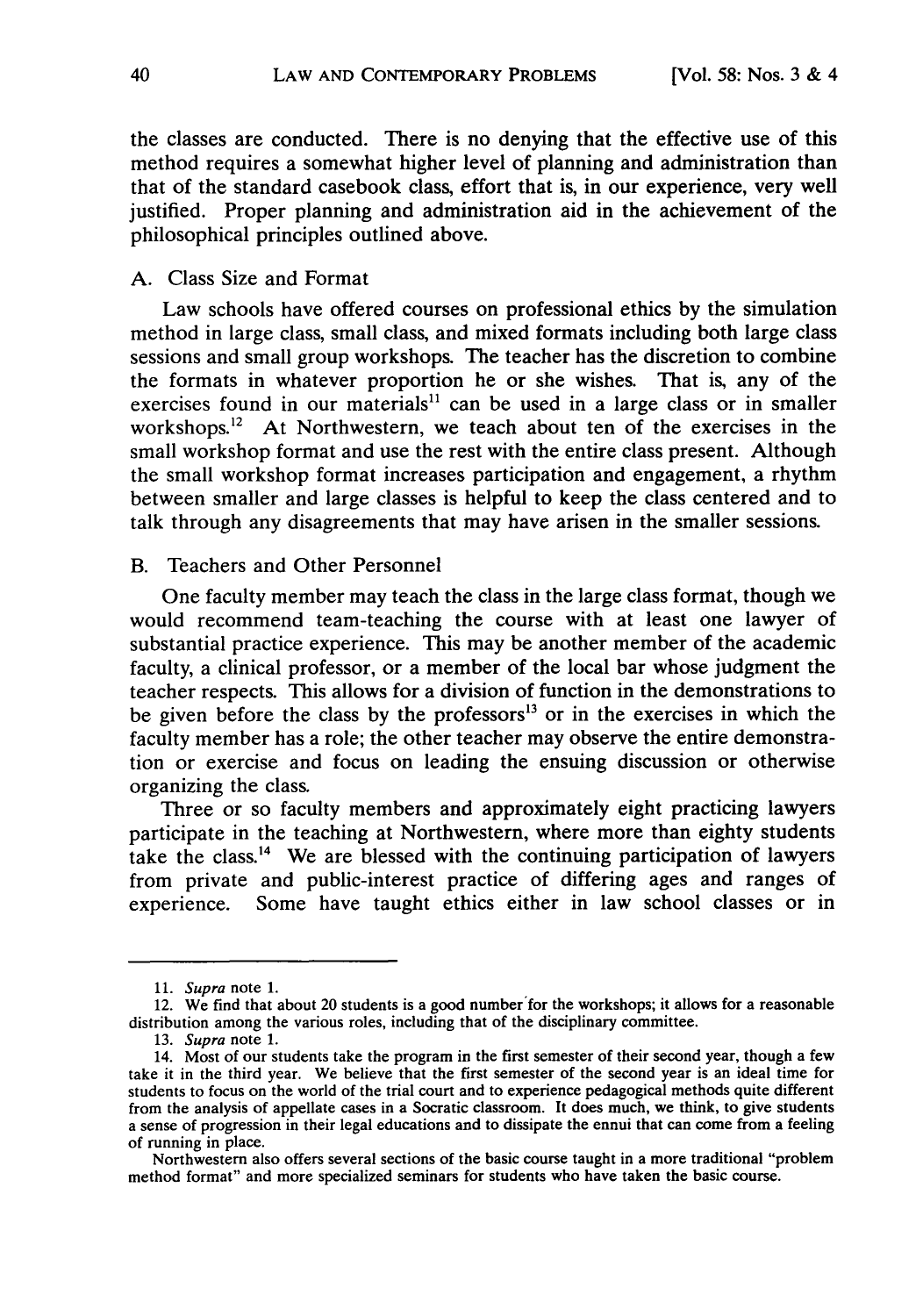the classes are conducted. There is no denying that the effective use of this method requires a somewhat higher level of planning and administration than that of the standard casebook class, effort that is, in our experience, very well justified. Proper planning and administration aid in the achievement of the philosophical principles outlined above.

### A. Class Size and Format

Law schools have offered courses on professional ethics by the simulation method in large class, small class, and mixed formats including both large class sessions and small group workshops. The teacher has the discretion to combine the formats in whatever proportion he or she wishes. That is, any of the exercises found in our materials[11] can be used in a large class or in smaller workshops.[12] At Northwestern, we teach about ten of the exercises in the small workshop format and use the rest with the entire class present. Although the small workshop format increases participation and engagement, a rhythm between smaller and large classes is helpful to keep the class centered and to talk through any disagreements that may have arisen in the smaller sessions.

### B. Teachers and Other Personnel

One faculty member may teach the class in the large class format, though we would recommend team-teaching the course with at least one lawyer of substantial practice experience. This may be another member of the academic faculty, a clinical professor, or a member of the local bar whose judgment the teacher respects. This allows for a division of function in the demonstrations to be given before the class by the professors[13] or in the exercises in which the faculty member has a role; the other teacher may observe the entire demonstration or exercise and focus on leading the ensuing discussion or otherwise organizing the class.

Three or so faculty members and approximately eight practicing lawyers participate in the teaching at Northwestern, where more than eighty students take the class.[14] We are blessed with the continuing participation of lawyers from private and public-interest practice of differing ages and ranges of experience. Some have taught ethics either in law school classes or in

---

11. *Supra* note 1.

12. We find that about 20 students is a good number for the workshops; it allows for a reasonable distribution among the various roles, including that of the disciplinary committee.

13. *Supra* note 1.

14. Most of our students take the program in the first semester of their second year, though a few take it in the third year. We believe that the first semester of the second year is an ideal time for students to focus on the world of the trial court and to experience pedagogical methods quite different from the analysis of appellate cases in a Socratic classroom. It does much, we think, to give students a sense of progression in their legal educations and to dissipate the ennui that can come from a feeling of running in place.

Northwestern also offers several sections of the basic course taught in a more traditional "problem method format" and more specialized seminars for students who have taken the basic course.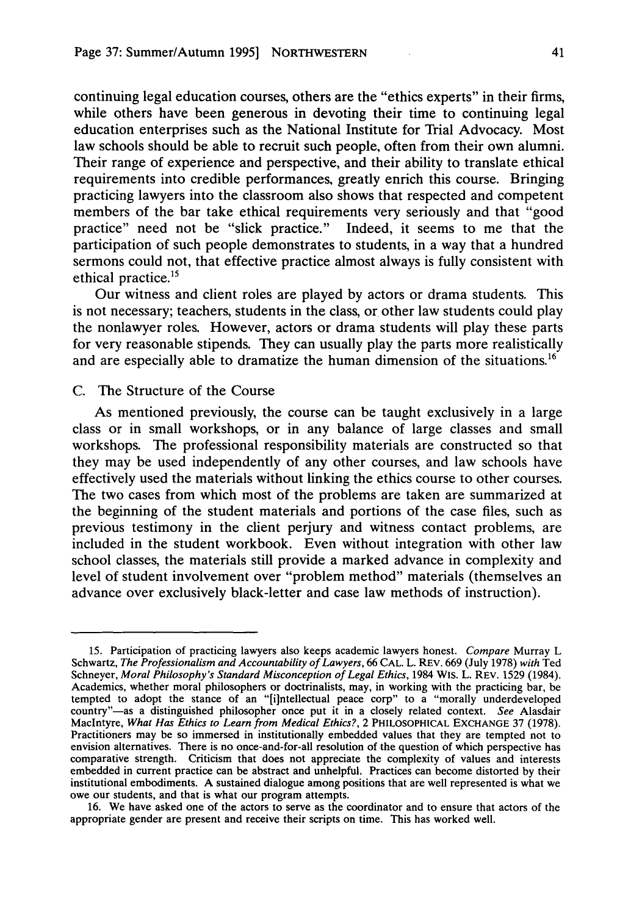continuing legal education courses, others are the "ethics experts" in their firms, while others have been generous in devoting their time to continuing legal education enterprises such as the National Institute for Trial Advocacy. Most law schools should be able to recruit such people, often from their own alumni. Their range of experience and perspective, and their ability to translate ethical requirements into credible performances, greatly enrich this course. Bringing practicing lawyers into the classroom also shows that respected and competent members of the bar take ethical requirements very seriously and that "good practice" need not be "slick practice." Indeed, it seems to me that the participation of such people demonstrates to students, in a way that a hundred sermons could not, that effective practice almost always is fully consistent with ethical practice.[15]

Our witness and client roles are played by actors or drama students. This is not necessary; teachers, students in the class, or other law students could play the nonlawyer roles. However, actors or drama students will play these parts for very reasonable stipends. They can usually play the parts more realistically and are especially able to dramatize the human dimension of the situations.[16]

### C. The Structure of the Course

As mentioned previously, the course can be taught exclusively in a large class or in small workshops, or in any balance of large classes and small workshops. The professional responsibility materials are constructed so that they may be used independently of any other courses, and law schools have effectively used the materials without linking the ethics course to other courses. The two cases from which most of the problems are taken are summarized at the beginning of the student materials and portions of the case files, such as previous testimony in the client perjury and witness contact problems, are included in the student workbook. Even without integration with other law school classes, the materials still provide a marked advance in complexity and level of student involvement over "problem method" materials (themselves an advance over exclusively black-letter and case law methods of instruction).

---

15. Participation of practicing lawyers also keeps academic lawyers honest. *Compare* Murray L Schwartz, *The Professionalism and Accountability of Lawyers*, 66 CAL. L. REV. 669 (July 1978) *with* Ted Schneyer, *Moral Philosophy's Standard Misconception of Legal Ethics*, 1984 WIS. L. REV. 1529 (1984). Academics, whether moral philosophers or doctrinalists, may, in working with the practicing bar, be tempted to adopt the stance of an "[i]ntellectual peace corp" to a "morally underdeveloped country"—as a distinguished philosopher once put it in a closely related context. *See* Alasdair MacIntyre, *What Has Ethics to Learn from Medical Ethics?*, 2 PHILOSOPHICAL EXCHANGE 37 (1978). Practitioners may be so immersed in institutionally embedded values that they are tempted not to envision alternatives. There is no once-and-for-all resolution of the question of which perspective has comparative strength. Criticism that does not appreciate the complexity of values and interests embedded in current practice can be abstract and unhelpful. Practices can become distorted by their institutional embodiments. A sustained dialogue among positions that are well represented is what we owe our students, and that is what our program attempts.

16. We have asked one of the actors to serve as the coordinator and to ensure that actors of the appropriate gender are present and receive their scripts on time. This has worked well.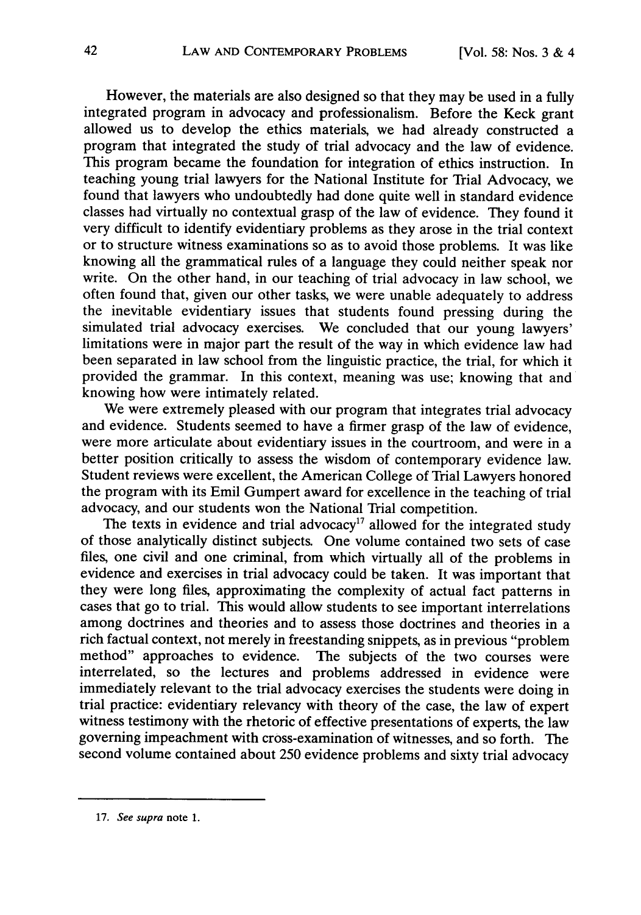However, the materials are also designed so that they may be used in a fully integrated program in advocacy and professionalism. Before the Keck grant allowed us to develop the ethics materials, we had already constructed a program that integrated the study of trial advocacy and the law of evidence. This program became the foundation for integration of ethics instruction. In teaching young trial lawyers for the National Institute for Trial Advocacy, we found that lawyers who undoubtedly had done quite well in standard evidence classes had virtually no contextual grasp of the law of evidence. They found it very difficult to identify evidentiary problems as they arose in the trial context or to structure witness examinations so as to avoid those problems. It was like knowing all the grammatical rules of a language they could neither speak nor write. On the other hand, in our teaching of trial advocacy in law school, we often found that, given our other tasks, we were unable adequately to address the inevitable evidentiary issues that students found pressing during the simulated trial advocacy exercises. We concluded that our young lawyers' limitations were in major part the result of the way in which evidence law had been separated in law school from the linguistic practice, the trial, for which it provided the grammar. In this context, meaning was use; knowing that and knowing how were intimately related.

We were extremely pleased with our program that integrates trial advocacy and evidence. Students seemed to have a firmer grasp of the law of evidence, were more articulate about evidentiary issues in the courtroom, and were in a better position critically to assess the wisdom of contemporary evidence law. Student reviews were excellent, the American College of Trial Lawyers honored the program with its Emil Gumpert award for excellence in the teaching of trial advocacy, and our students won the National Trial competition.

The texts in evidence and trial advocacy[17] allowed for the integrated study of those analytically distinct subjects. One volume contained two sets of case files, one civil and one criminal, from which virtually all of the problems in evidence and exercises in trial advocacy could be taken. It was important that they were long files, approximating the complexity of actual fact patterns in cases that go to trial. This would allow students to see important interrelations among doctrines and theories and to assess those doctrines and theories in a rich factual context, not merely in freestanding snippets, as in previous "problem method" approaches to evidence. The subjects of the two courses were interrelated, so the lectures and problems addressed in evidence were immediately relevant to the trial advocacy exercises the students were doing in trial practice: evidentiary relevancy with theory of the case, the law of expert witness testimony with the rhetoric of effective presentations of experts, the law governing impeachment with cross-examination of witnesses, and so forth. The second volume contained about 250 evidence problems and sixty trial advocacy

---

17. *See supra* note 1.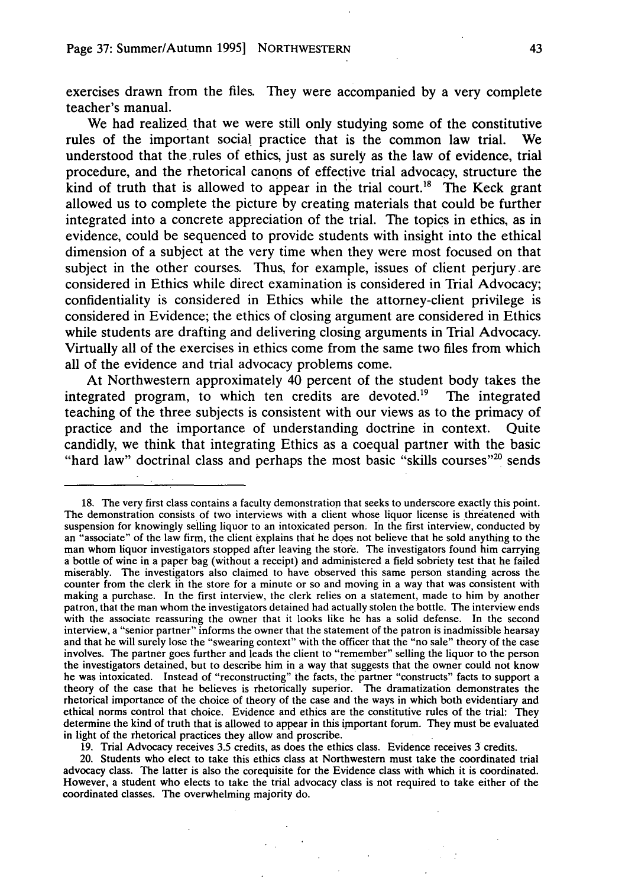exercises drawn from the files. They were accompanied by a very complete teacher's manual.

We had realized that we were still only studying some of the constitutive rules of the important social practice that is the common law trial. We understood that the rules of ethics, just as surely as the law of evidence, trial procedure, and the rhetorical canons of effective trial advocacy, structure the kind of truth that is allowed to appear in the trial court.[18] The Keck grant allowed us to complete the picture by creating materials that could be further integrated into a concrete appreciation of the trial. The topics in ethics, as in evidence, could be sequenced to provide students with insight into the ethical dimension of a subject at the very time when they were most focused on that subject in the other courses. Thus, for example, issues of client perjury are considered in Ethics while direct examination is considered in Trial Advocacy; confidentiality is considered in Ethics while the attorney-client privilege is considered in Evidence; the ethics of closing argument are considered in Ethics while students are drafting and delivering closing arguments in Trial Advocacy. Virtually all of the exercises in ethics come from the same two files from which all of the evidence and trial advocacy problems come.

At Northwestern approximately 40 percent of the student body takes the integrated program, to which ten credits are devoted.[19] The integrated teaching of the three subjects is consistent with our views as to the primacy of practice and the importance of understanding doctrine in context. Quite candidly, we think that integrating Ethics as a coequal partner with the basic "hard law" doctrinal class and perhaps the most basic "skills courses"[20] sends

---

18. The very first class contains a faculty demonstration that seeks to underscore exactly this point. The demonstration consists of two interviews with a client whose liquor license is threatened with suspension for knowingly selling liquor to an intoxicated person. In the first interview, conducted by an "associate" of the law firm, the client explains that he does not believe that he sold anything to the man whom liquor investigators stopped after leaving the store. The investigators found him carrying a bottle of wine in a paper bag (without a receipt) and administered a field sobriety test that he failed miserably. The investigators also claimed to have observed this same person standing across the counter from the clerk in the store for a minute or so and moving in a way that was consistent with making a purchase. In the first interview, the clerk relies on a statement, made to him by another patron, that the man whom the investigators detained had actually stolen the bottle. The interview ends with the associate reassuring the owner that it looks like he has a solid defense. In the second interview, a "senior partner" informs the owner that the statement of the patron is inadmissible hearsay and that he will surely lose the "swearing context" with the officer that the "no sale" theory of the case involves. The partner goes further and leads the client to "remember" selling the liquor to the person the investigators detained, but to describe him in a way that suggests that the owner could not know he was intoxicated. Instead of "reconstructing" the facts, the partner "constructs" facts to support a theory of the case that he believes is rhetorically superior. The dramatization demonstrates the rhetorical importance of the choice of theory of the case and the ways in which both evidentiary and ethical norms control that choice. Evidence and ethics are the constitutive rules of the trial: They determine the kind of truth that is allowed to appear in this important forum. They must be evaluated in light of the rhetorical practices they allow and proscribe.

19. Trial Advocacy receives 3.5 credits, as does the ethics class. Evidence receives 3 credits.

20. Students who elect to take this ethics class at Northwestern must take the coordinated trial advocacy class. The latter is also the corequisite for the Evidence class with which it is coordinated. However, a student who elects to take the trial advocacy class is not required to take either of the coordinated classes. The overwhelming majority do.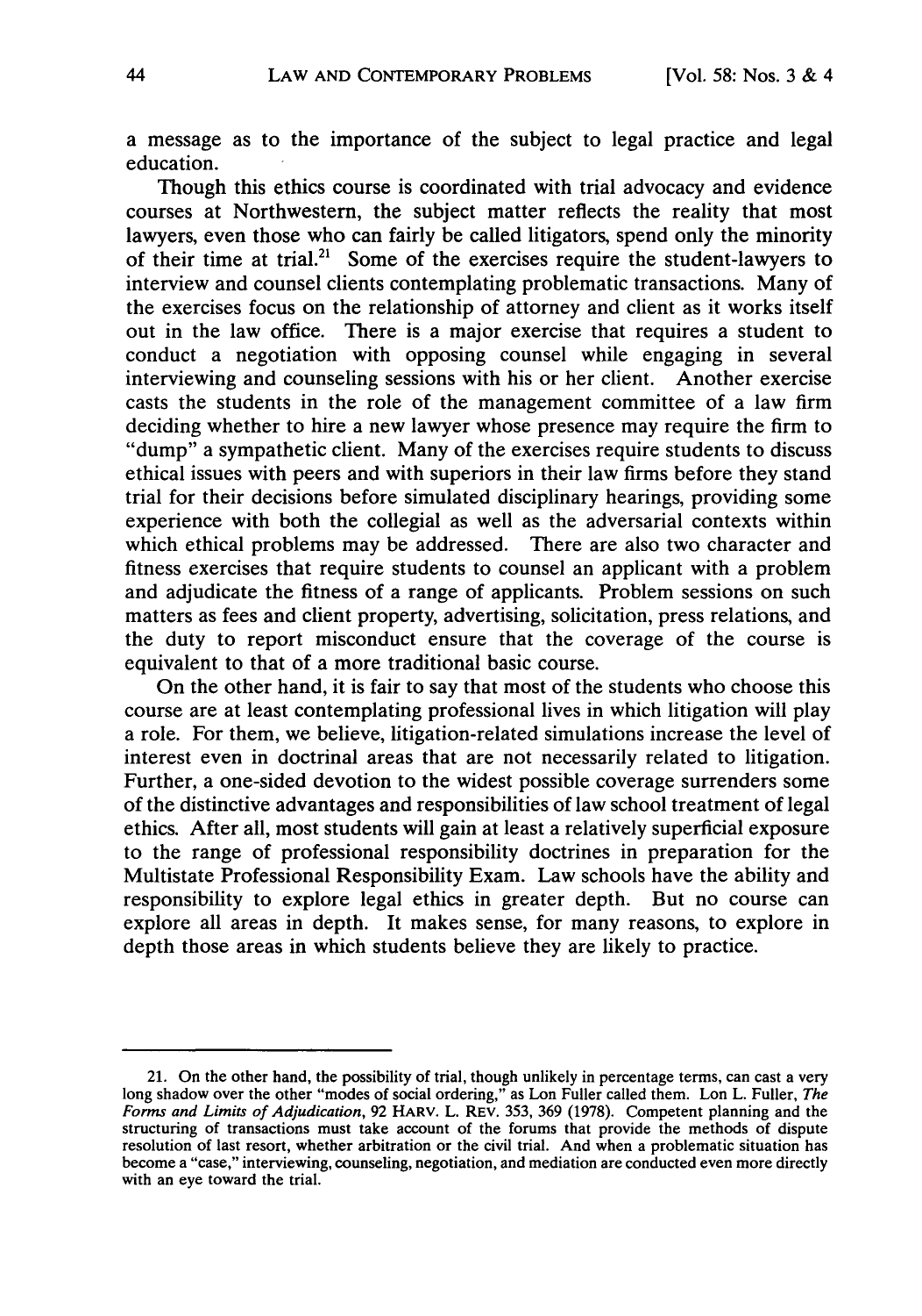a message as to the importance of the subject to legal practice and legal education.

Though this ethics course is coordinated with trial advocacy and evidence courses at Northwestern, the subject matter reflects the reality that most lawyers, even those who can fairly be called litigators, spend only the minority of their time at trial.[21] Some of the exercises require the student-lawyers to interview and counsel clients contemplating problematic transactions. Many of the exercises focus on the relationship of attorney and client as it works itself out in the law office. There is a major exercise that requires a student to conduct a negotiation with opposing counsel while engaging in several interviewing and counseling sessions with his or her client. Another exercise casts the students in the role of the management committee of a law firm deciding whether to hire a new lawyer whose presence may require the firm to "dump" a sympathetic client. Many of the exercises require students to discuss ethical issues with peers and with superiors in their law firms before they stand trial for their decisions before simulated disciplinary hearings, providing some experience with both the collegial as well as the adversarial contexts within which ethical problems may be addressed. There are also two character and fitness exercises that require students to counsel an applicant with a problem and adjudicate the fitness of a range of applicants. Problem sessions on such matters as fees and client property, advertising, solicitation, press relations, and the duty to report misconduct ensure that the coverage of the course is equivalent to that of a more traditional basic course.

On the other hand, it is fair to say that most of the students who choose this course are at least contemplating professional lives in which litigation will play a role. For them, we believe, litigation-related simulations increase the level of interest even in doctrinal areas that are not necessarily related to litigation. Further, a one-sided devotion to the widest possible coverage surrenders some of the distinctive advantages and responsibilities of law school treatment of legal ethics. After all, most students will gain at least a relatively superficial exposure to the range of professional responsibility doctrines in preparation for the Multistate Professional Responsibility Exam. Law schools have the ability and responsibility to explore legal ethics in greater depth. But no course can explore all areas in depth. It makes sense, for many reasons, to explore in depth those areas in which students believe they are likely to practice.

---

21. On the other hand, the possibility of trial, though unlikely in percentage terms, can cast a very long shadow over the other "modes of social ordering," as Lon Fuller called them. Lon L. Fuller, *The Forms and Limits of Adjudication*, 92 HARV. L. REV. 353, 369 (1978). Competent planning and the structuring of transactions must take account of the forums that provide the methods of dispute resolution of last resort, whether arbitration or the civil trial. And when a problematic situation has become a "case," interviewing, counseling, negotiation, and mediation are conducted even more directly with an eye toward the trial.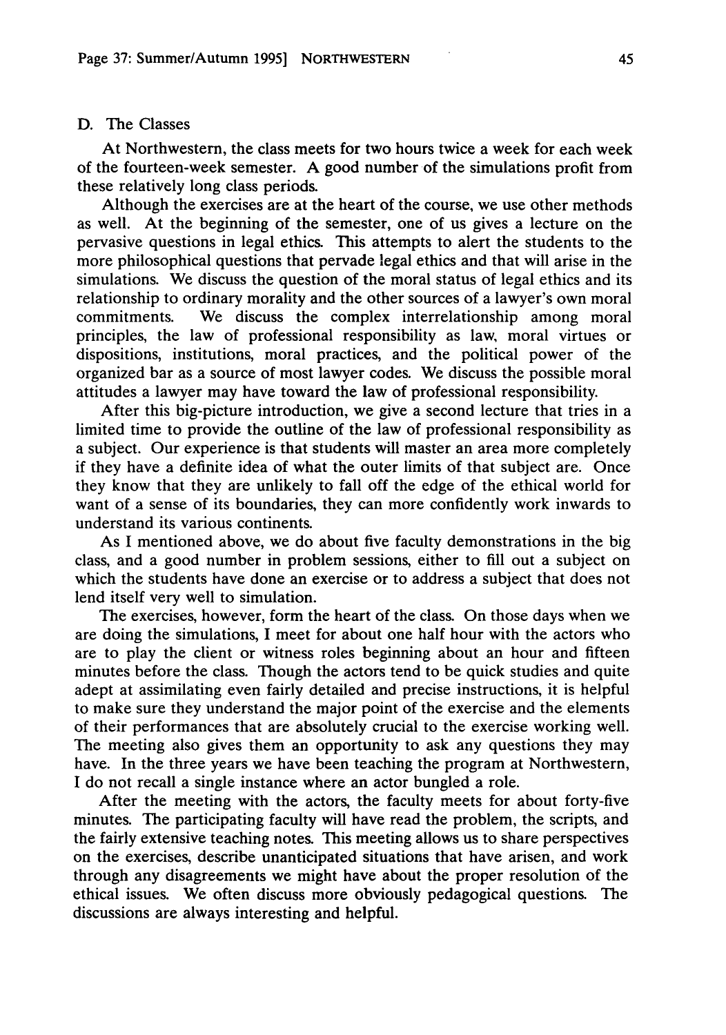### D. The Classes

At Northwestern, the class meets for two hours twice a week for each week of the fourteen-week semester. A good number of the simulations profit from these relatively long class periods.

Although the exercises are at the heart of the course, we use other methods as well. At the beginning of the semester, one of us gives a lecture on the pervasive questions in legal ethics. This attempts to alert the students to the more philosophical questions that pervade legal ethics and that will arise in the simulations. We discuss the question of the moral status of legal ethics and its relationship to ordinary morality and the other sources of a lawyer's own moral commitments. We discuss the complex interrelationship among moral principles, the law of professional responsibility as law, moral virtues or dispositions, institutions, moral practices, and the political power of the organized bar as a source of most lawyer codes. We discuss the possible moral attitudes a lawyer may have toward the law of professional responsibility.

After this big-picture introduction, we give a second lecture that tries in a limited time to provide the outline of the law of professional responsibility as a subject. Our experience is that students will master an area more completely if they have a definite idea of what the outer limits of that subject are. Once they know that they are unlikely to fall off the edge of the ethical world for want of a sense of its boundaries, they can more confidently work inwards to understand its various continents.

As I mentioned above, we do about five faculty demonstrations in the big class, and a good number in problem sessions, either to fill out a subject on which the students have done an exercise or to address a subject that does not lend itself very well to simulation.

The exercises, however, form the heart of the class. On those days when we are doing the simulations, I meet for about one half hour with the actors who are to play the client or witness roles beginning about an hour and fifteen minutes before the class. Though the actors tend to be quick studies and quite adept at assimilating even fairly detailed and precise instructions, it is helpful to make sure they understand the major point of the exercise and the elements of their performances that are absolutely crucial to the exercise working well. The meeting also gives them an opportunity to ask any questions they may have. In the three years we have been teaching the program at Northwestern, I do not recall a single instance where an actor bungled a role.

After the meeting with the actors, the faculty meets for about forty-five minutes. The participating faculty will have read the problem, the scripts, and the fairly extensive teaching notes. This meeting allows us to share perspectives on the exercises, describe unanticipated situations that have arisen, and work through any disagreements we might have about the proper resolution of the ethical issues. We often discuss more obviously pedagogical questions. The discussions are always interesting and helpful.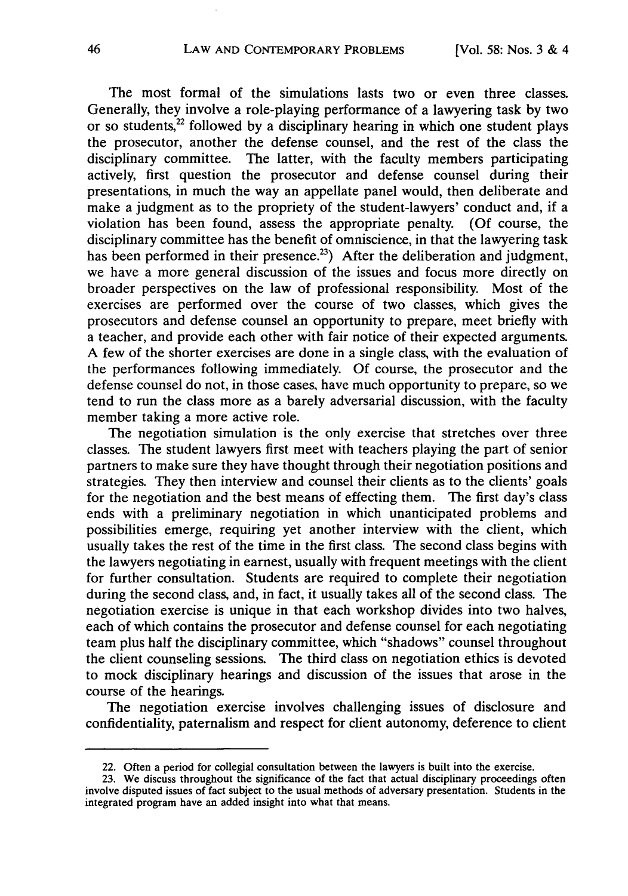The most formal of the simulations lasts two or even three classes. Generally, they involve a role-playing performance of a lawyering task by two or so students,[22] followed by a disciplinary hearing in which one student plays the prosecutor, another the defense counsel, and the rest of the class the disciplinary committee. The latter, with the faculty members participating actively, first question the prosecutor and defense counsel during their presentations, in much the way an appellate panel would, then deliberate and make a judgment as to the propriety of the student-lawyers' conduct and, if a violation has been found, assess the appropriate penalty. (Of course, the disciplinary committee has the benefit of omniscience, in that the lawyering task has been performed in their presence.[23]) After the deliberation and judgment, we have a more general discussion of the issues and focus more directly on broader perspectives on the law of professional responsibility. Most of the exercises are performed over the course of two classes, which gives the prosecutors and defense counsel an opportunity to prepare, meet briefly with a teacher, and provide each other with fair notice of their expected arguments. A few of the shorter exercises are done in a single class, with the evaluation of the performances following immediately. Of course, the prosecutor and the defense counsel do not, in those cases, have much opportunity to prepare, so we tend to run the class more as a barely adversarial discussion, with the faculty member taking a more active role.

The negotiation simulation is the only exercise that stretches over three classes. The student lawyers first meet with teachers playing the part of senior partners to make sure they have thought through their negotiation positions and strategies. They then interview and counsel their clients as to the clients' goals for the negotiation and the best means of effecting them. The first day's class ends with a preliminary negotiation in which unanticipated problems and possibilities emerge, requiring yet another interview with the client, which usually takes the rest of the time in the first class. The second class begins with the lawyers negotiating in earnest, usually with frequent meetings with the client for further consultation. Students are required to complete their negotiation during the second class, and, in fact, it usually takes all of the second class. The negotiation exercise is unique in that each workshop divides into two halves, each of which contains the prosecutor and defense counsel for each negotiating team plus half the disciplinary committee, which "shadows" counsel throughout the client counseling sessions. The third class on negotiation ethics is devoted to mock disciplinary hearings and discussion of the issues that arose in the course of the hearings.

The negotiation exercise involves challenging issues of disclosure and confidentiality, paternalism and respect for client autonomy, deference to client

---

22. Often a period for collegial consultation between the lawyers is built into the exercise.

23. We discuss throughout the significance of the fact that actual disciplinary proceedings often involve disputed issues of fact subject to the usual methods of adversary presentation. Students in the integrated program have an added insight into what that means.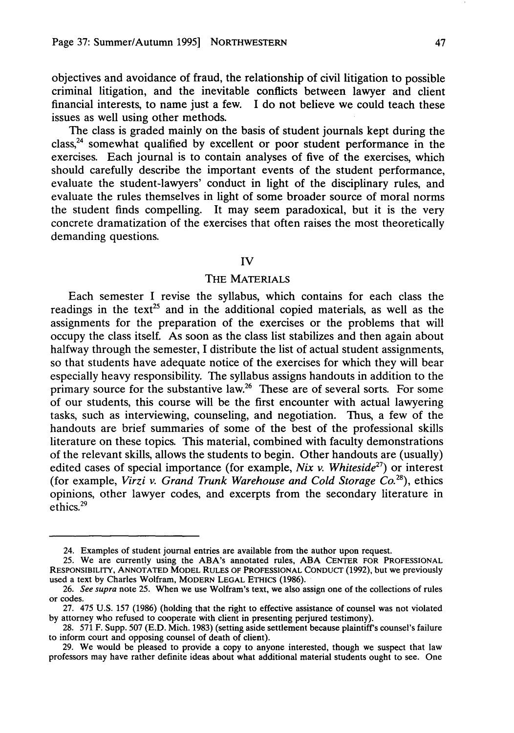objectives and avoidance of fraud, the relationship of civil litigation to possible criminal litigation, and the inevitable conflicts between lawyer and client financial interests, to name just a few. I do not believe we could teach these issues as well using other methods.

The class is graded mainly on the basis of student journals kept during the class,[24] somewhat qualified by excellent or poor student performance in the exercises. Each journal is to contain analyses of five of the exercises, which should carefully describe the important events of the student performance, evaluate the student-lawyers' conduct in light of the disciplinary rules, and evaluate the rules themselves in light of some broader source of moral norms the student finds compelling. It may seem paradoxical, but it is the very concrete dramatization of the exercises that often raises the most theoretically demanding questions.

## IV

## THE MATERIALS

Each semester I revise the syllabus, which contains for each class the readings in the text[25] and in the additional copied materials, as well as the assignments for the preparation of the exercises or the problems that will occupy the class itself. As soon as the class list stabilizes and then again about halfway through the semester, I distribute the list of actual student assignments, so that students have adequate notice of the exercises for which they will bear especially heavy responsibility. The syllabus assigns handouts in addition to the primary source for the substantive law.[26] These are of several sorts. For some of our students, this course will be the first encounter with actual lawyering tasks, such as interviewing, counseling, and negotiation. Thus, a few of the handouts are brief summaries of some of the best of the professional skills literature on these topics. This material, combined with faculty demonstrations of the relevant skills, allows the students to begin. Other handouts are (usually) edited cases of special importance (for example, *Nix v. Whiteside*[27]) or interest (for example, *Virzi v. Grand Trunk Warehouse and Cold Storage Co.*[28]), ethics opinions, other lawyer codes, and excerpts from the secondary literature in ethics.[29]

---

24. Examples of student journal entries are available from the author upon request.

25. We are currently using the ABA's annotated rules, ABA CENTER FOR PROFESSIONAL RESPONSIBILITY, ANNOTATED MODEL RULES OF PROFESSIONAL CONDUCT (1992), but we previously used a text by Charles Wolfram, MODERN LEGAL ETHICS (1986).

26. *See supra* note 25. When we use Wolfram's text, we also assign one of the collections of rules or codes.

27. 475 U.S. 157 (1986) (holding that the right to effective assistance of counsel was not violated by attorney who refused to cooperate with client in presenting perjured testimony).

28. 571 F. Supp. 507 (E.D. Mich. 1983) (setting aside settlement because plaintiff's counsel's failure to inform court and opposing counsel of death of client).

29. We would be pleased to provide a copy to anyone interested, though we suspect that law professors may have rather definite ideas about what additional material students ought to see. One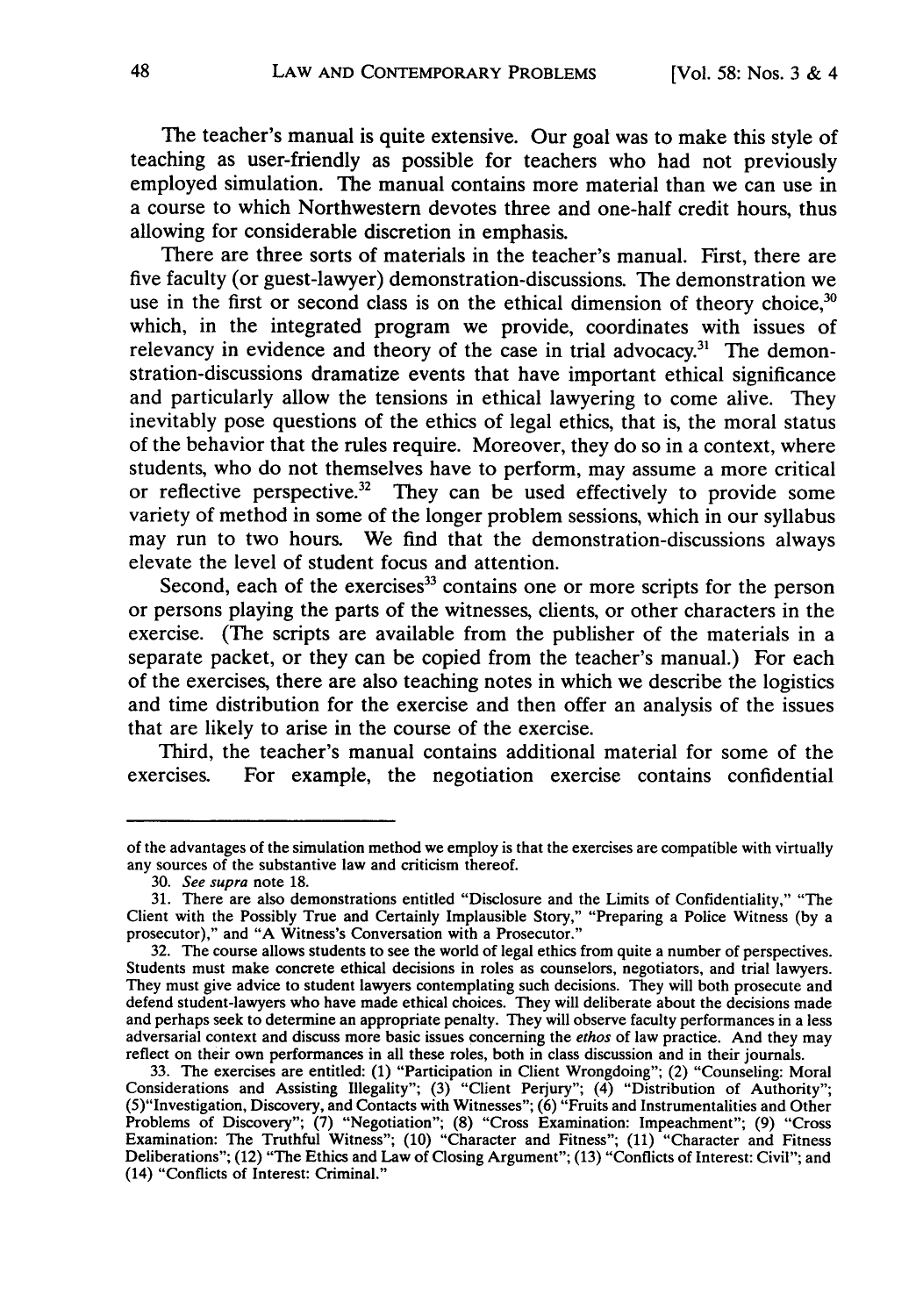The teacher's manual is quite extensive. Our goal was to make this style of teaching as user-friendly as possible for teachers who had not previously employed simulation. The manual contains more material than we can use in a course to which Northwestern devotes three and one-half credit hours, thus allowing for considerable discretion in emphasis.

There are three sorts of materials in the teacher's manual. First, there are five faculty (or guest-lawyer) demonstration-discussions. The demonstration we use in the first or second class is on the ethical dimension of theory choice,[30] which, in the integrated program we provide, coordinates with issues of relevancy in evidence and theory of the case in trial advocacy.[31] The demonstration-discussions dramatize events that have important ethical significance and particularly allow the tensions in ethical lawyering to come alive. They inevitably pose questions of the ethics of legal ethics, that is, the moral status of the behavior that the rules require. Moreover, they do so in a context, where students, who do not themselves have to perform, may assume a more critical or reflective perspective.[32] They can be used effectively to provide some variety of method in some of the longer problem sessions, which in our syllabus may run to two hours. We find that the demonstration-discussions always elevate the level of student focus and attention.

Second, each of the exercises[33] contains one or more scripts for the person or persons playing the parts of the witnesses, clients, or other characters in the exercise. (The scripts are available from the publisher of the materials in a separate packet, or they can be copied from the teacher's manual.) For each of the exercises, there are also teaching notes in which we describe the logistics and time distribution for the exercise and then offer an analysis of the issues that are likely to arise in the course of the exercise.

Third, the teacher's manual contains additional material for some of the exercises. For example, the negotiation exercise contains confidential

---

of the advantages of the simulation method we employ is that the exercises are compatible with virtually any sources of the substantive law and criticism thereof.

30. *See supra* note 18.

31. There are also demonstrations entitled "Disclosure and the Limits of Confidentiality," "The Client with the Possibly True and Certainly Implausible Story," "Preparing a Police Witness (by a prosecutor)," and "A Witness's Conversation with a Prosecutor."

32. The course allows students to see the world of legal ethics from quite a number of perspectives. Students must make concrete ethical decisions in roles as counselors, negotiators, and trial lawyers. They must give advice to student lawyers contemplating such decisions. They will both prosecute and defend student-lawyers who have made ethical choices. They will deliberate about the decisions made and perhaps seek to determine an appropriate penalty. They will observe faculty performances in a less adversarial context and discuss more basic issues concerning the *ethos* of law practice. And they may reflect on their own performances in all these roles, both in class discussion and in their journals.

33. The exercises are entitled: (1) "Participation in Client Wrongdoing"; (2) "Counseling: Moral Considerations and Assisting Illegality"; (3) "Client Perjury"; (4) "Distribution of Authority"; (5)"Investigation, Discovery, and Contacts with Witnesses"; (6) "Fruits and Instrumentalities and Other Problems of Discovery"; (7) "Negotiation"; (8) "Cross Examination: Impeachment"; (9) "Cross Examination: The Truthful Witness"; (10) "Character and Fitness"; (11) "Character and Fitness Deliberations"; (12) "The Ethics and Law of Closing Argument"; (13) "Conflicts of Interest: Civil"; and (14) "Conflicts of Interest: Criminal."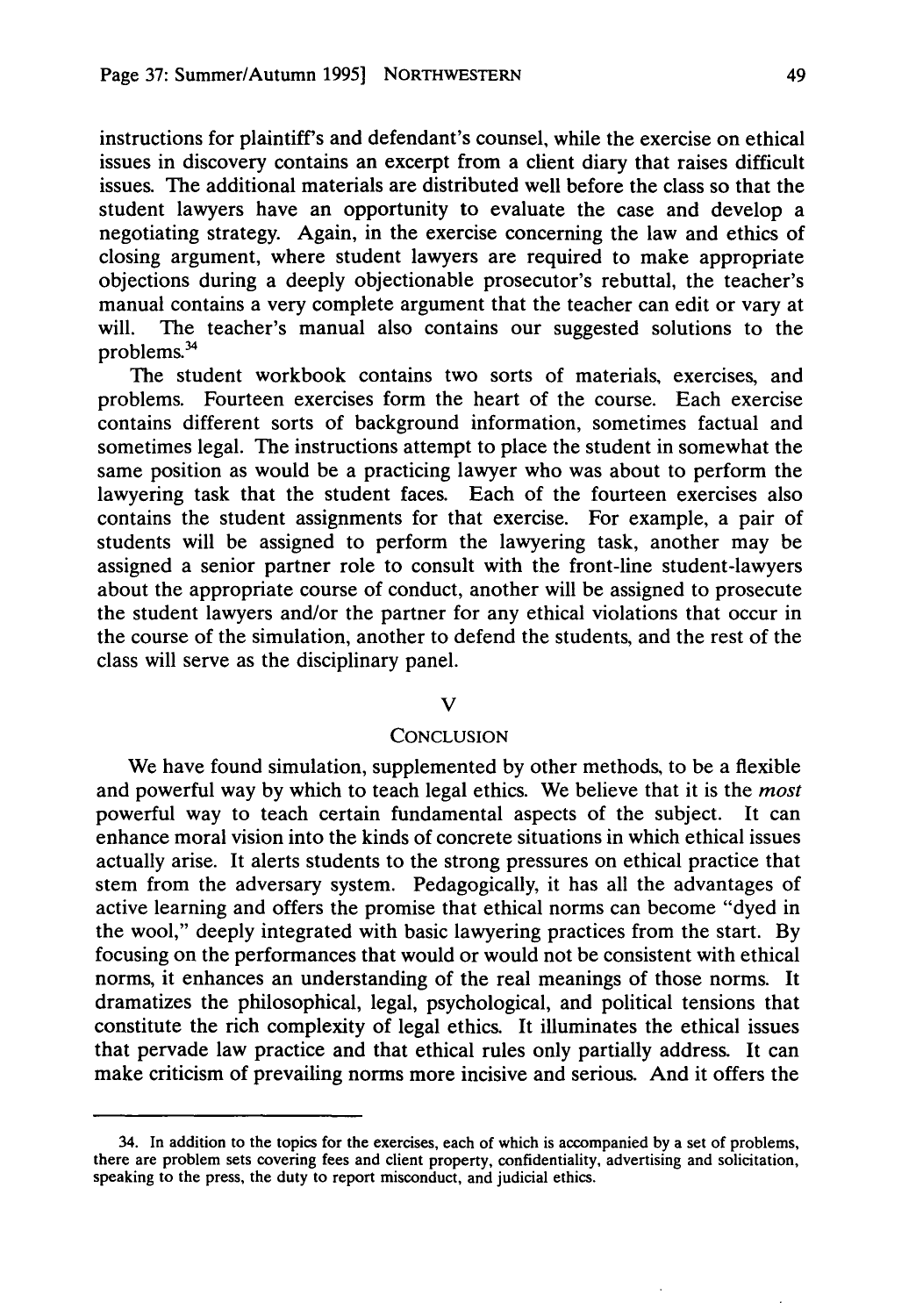instructions for plaintiff's and defendant's counsel, while the exercise on ethical issues in discovery contains an excerpt from a client diary that raises difficult issues. The additional materials are distributed well before the class so that the student lawyers have an opportunity to evaluate the case and develop a negotiating strategy. Again, in the exercise concerning the law and ethics of closing argument, where student lawyers are required to make appropriate objections during a deeply objectionable prosecutor's rebuttal, the teacher's manual contains a very complete argument that the teacher can edit or vary at will. The teacher's manual also contains our suggested solutions to the problems.[34]

The student workbook contains two sorts of materials, exercises, and problems. Fourteen exercises form the heart of the course. Each exercise contains different sorts of background information, sometimes factual and sometimes legal. The instructions attempt to place the student in somewhat the same position as would be a practicing lawyer who was about to perform the lawyering task that the student faces. Each of the fourteen exercises also contains the student assignments for that exercise. For example, a pair of students will be assigned to perform the lawyering task, another may be assigned a senior partner role to consult with the front-line student-lawyers about the appropriate course of conduct, another will be assigned to prosecute the student lawyers and/or the partner for any ethical violations that occur in the course of the simulation, another to defend the students, and the rest of the class will serve as the disciplinary panel.

## V

## Conclusion

We have found simulation, supplemented by other methods, to be a flexible and powerful way by which to teach legal ethics. We believe that it is the *most* powerful way to teach certain fundamental aspects of the subject. It can enhance moral vision into the kinds of concrete situations in which ethical issues actually arise. It alerts students to the strong pressures on ethical practice that stem from the adversary system. Pedagogically, it has all the advantages of active learning and offers the promise that ethical norms can become "dyed in the wool," deeply integrated with basic lawyering practices from the start. By focusing on the performances that would or would not be consistent with ethical norms, it enhances an understanding of the real meanings of those norms. It dramatizes the philosophical, legal, psychological, and political tensions that constitute the rich complexity of legal ethics. It illuminates the ethical issues that pervade law practice and that ethical rules only partially address. It can make criticism of prevailing norms more incisive and serious. And it offers the

---

34. In addition to the topics for the exercises, each of which is accompanied by a set of problems, there are problem sets covering fees and client property, confidentiality, advertising and solicitation, speaking to the press, the duty to report misconduct, and judicial ethics.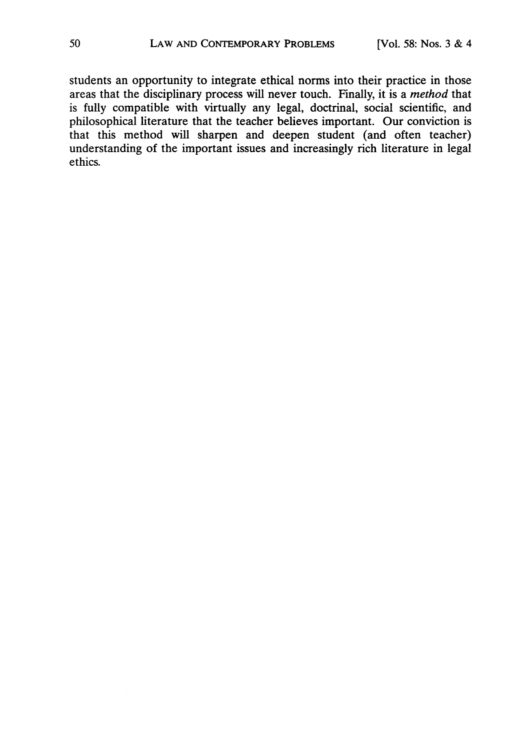students an opportunity to integrate ethical norms into their practice in those areas that the disciplinary process will never touch. Finally, it is a *method* that is fully compatible with virtually any legal, doctrinal, social scientific, and philosophical literature that the teacher believes important. Our conviction is that this method will sharpen and deepen student (and often teacher) understanding of the important issues and increasingly rich literature in legal ethics.